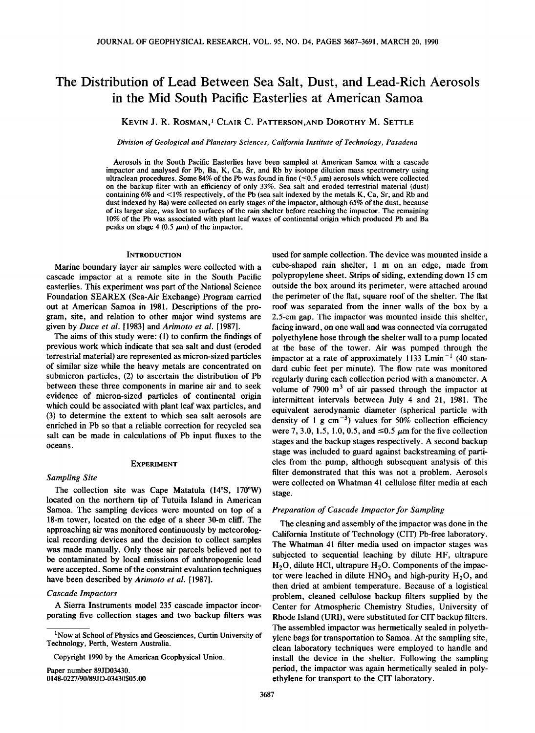# The Distribution of Lead Between Sea Salt, Dust, and Lead-Rich Aerosols in the Mid South Pacific Easterlies at American Samoa

KEVIN J. R. ROSMAN,[1] CLAIR C. PATTERSON, AND DOROTHY M. SETTLE

*Division of Geological and Planetary Sciences, California Institute of Technology, Pasadena*

Aerosols in the South Pacific Easterlies have been sampled at American Samoa with a cascade impactor and analysed for Pb, Ba, K, Ca, Sr, and Rb by isotope dilution mass spectrometry using ultraclean procedures. Some 84% of the Pb was found in fine ($\leq 0.5$ μm) aerosols which were collected on the backup filter with an efficiency of only 33%. Sea salt and eroded terrestrial material (dust) containing 6% and <1% respectively, of the Pb (sea salt indexed by the metals K, Ca, Sr, and Rb and dust indexed by Ba) were collected on early stages of the impactor, although 65% of the dust, because of its larger size, was lost to surfaces of the rain shelter before reaching the impactor. The remaining 10% of the Pb was associated with plant leaf waxes of continental origin which produced Pb and Ba peaks on stage 4 (0.5 μm) of the impactor.

## INTRODUCTION

Marine boundary layer air samples were collected with a cascade impactor at a remote site in the South Pacific easterlies. This experiment was part of the National Science Foundation SEAREX (Sea-Air Exchange) Program carried out at American Samoa in 1981. Descriptions of the program, site, and relation to other major wind systems are given by *Duce et al.* [1983] and *Arimoto et al.* [1987].

The aims of this study were: (1) to confirm the findings of previous work which indicate that sea salt and dust (eroded terrestrial material) are represented as micron-sized particles of similar size while the heavy metals are concentrated on submicron particles, (2) to ascertain the distribution of Pb between these three components in marine air and to seek evidence of micron-sized particles of continental origin which could be associated with plant leaf wax particles, and (3) to determine the extent to which sea salt aerosols are enriched in Pb so that a reliable correction for recycled sea salt can be made in calculations of Pb input fluxes to the oceans.

## EXPERIMENT

### *Sampling Site*

The collection site was Cape Matatula (14°S, 170°W) located on the northern tip of Tutuila Island in American Samoa. The sampling devices were mounted on top of a 18-m tower, located on the edge of a sheer 30-m cliff. The approaching air was monitored continuously by meteorological recording devices and the decision to collect samples was made manually. Only those air parcels believed not to be contaminated by local emissions of anthropogenic lead were accepted. Some of the constraint evaluation techniques have been described by *Arimoto et al.* [1987].

### *Cascade Impactors*

A Sierra Instruments model 235 cascade impactor incorporating five collection stages and two backup filters was used for sample collection. The device was mounted inside a cube-shaped rain shelter, 1 m on an edge, made from polypropylene sheet. Strips of siding, extending down 15 cm outside the box around its perimeter, were attached around the perimeter of the flat, square roof of the shelter. The flat roof was separated from the inner walls of the box by a 2.5-cm gap. The impactor was mounted inside this shelter, facing inward, on one wall and was connected via corrugated polyethylene hose through the shelter wall to a pump located at the base of the tower. Air was pumped through the impactor at a rate of approximately 1133 L min$^{-1}$ (40 standard cubic feet per minute). The flow rate was monitored regularly during each collection period with a manometer. A volume of 7900 m$^3$ of air passed through the impactor at intermittent intervals between July 4 and 21, 1981. The equivalent aerodynamic diameter (spherical particle with density of 1 g cm$^{-3}$) values for 50% collection efficiency were 7, 3.0, 1.5, 1.0, 0.5, and $\leq 0.5$ μm for the five collection stages and the backup stages respectively. A second backup stage was included to guard against backstreaming of particles from the pump, although subsequent analysis of this filter demonstrated that this was not a problem. Aerosols were collected on Whatman 41 cellulose filter media at each stage.

### *Preparation of Cascade Impactor for Sampling*

The cleaning and assembly of the impactor was done in the California Institute of Technology (CIT) Pb-free laboratory. The Whatman 41 filter media used on impactor stages was subjected to sequential leaching by dilute HF, ultrapure $H_2O$, dilute HCl, ultrapure $H_2O$. Components of the impactor were leached in dilute $HNO_3$ and high-purity $H_2O$, and then dried at ambient temperature. Because of a logistical problem, cleaned cellulose backup filters supplied by the Center for Atmospheric Chemistry Studies, University of Rhode Island (URI), were substituted for CIT backup filters. The assembled impactor was hermetically sealed in polyethylene bags for transportation to Samoa. At the sampling site, clean laboratory techniques were employed to handle and install the device in the shelter. Following the sampling period, the impactor was again hermetically sealed in polyethylene for transport to the CIT laboratory.

[1] Now at School of Physics and Geosciences, Curtin University of Technology, Perth, Western Australia.

Copyright 1990 by the American Geophysical Union.

Paper number 89JD03430.
0148-0227/90/89JD-03430$05.00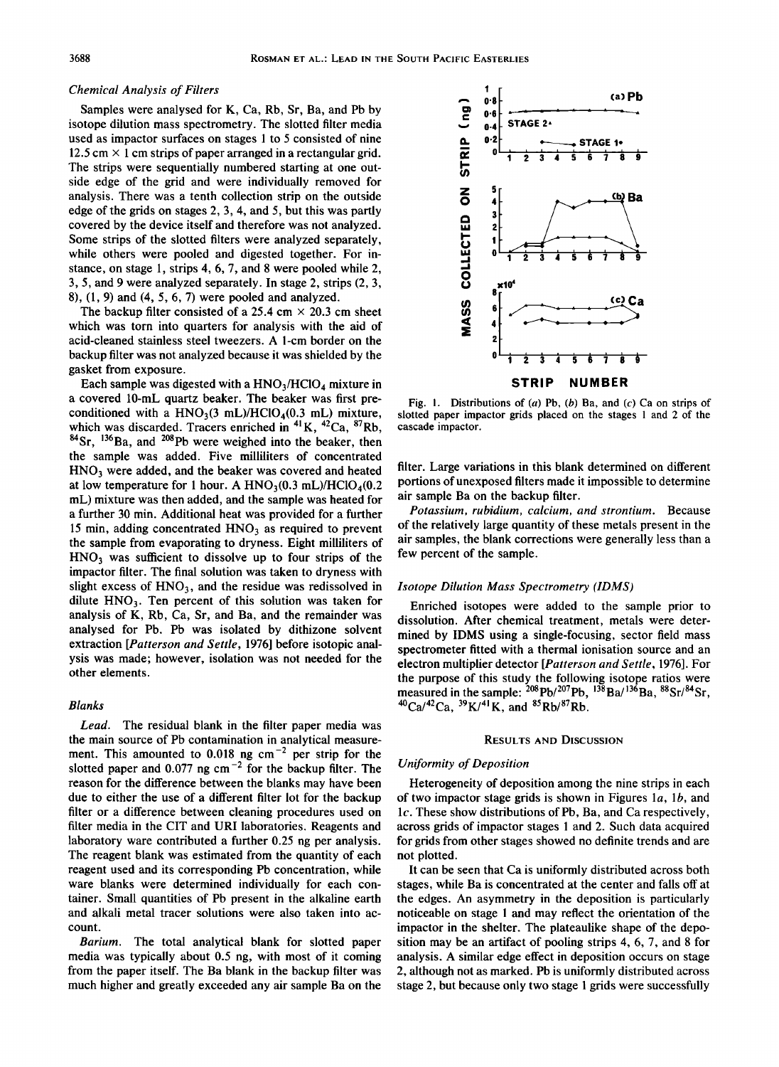### Chemical Analysis of Filters

Samples were analysed for K, Ca, Rb, Sr, Ba, and Pb by isotope dilution mass spectrometry. The slotted filter media used as impactor surfaces on stages 1 to 5 consisted of nine 12.5 cm × 1 cm strips of paper arranged in a rectangular grid. The strips were sequentially numbered starting at one outside edge of the grid and were individually removed for analysis. There was a tenth collection strip on the outside edge of the grids on stages 2, 3, 4, and 5, but this was partly covered by the device itself and therefore was not analyzed. Some strips of the slotted filters were analyzed separately, while others were pooled and digested together. For instance, on stage 1, strips 4, 6, 7, and 8 were pooled while 2, 3, 5, and 9 were analyzed separately. In stage 2, strips (2, 3, 8), (1, 9) and (4, 5, 6, 7) were pooled and analyzed.

The backup filter consisted of a 25.4 cm × 20.3 cm sheet which was torn into quarters for analysis with the aid of acid-cleaned stainless steel tweezers. A 1-cm border on the backup filter was not analyzed because it was shielded by the gasket from exposure.

Each sample was digested with a $HNO_3/HClO_4$ mixture in a covered 10-mL quartz beaker. The beaker was first preconditioned with a $HNO_3$(3 mL)/$HClO_4$(0.3 mL) mixture, which was discarded. Tracers enriched in $^{41}K$, $^{42}Ca$, $^{87}Rb$, $^{84}Sr$, $^{136}Ba$, and $^{208}Pb$ were weighed into the beaker, then the sample was added. Five milliliters of concentrated $HNO_3$ were added, and the beaker was covered and heated at low temperature for 1 hour. A $HNO_3$(0.3 mL)/$HClO_4$(0.2 mL) mixture was then added, and the sample was heated for a further 30 min. Additional heat was provided for a further 15 min, adding concentrated $HNO_3$ as required to prevent the sample from evaporating to dryness. Eight milliliters of $HNO_3$ was sufficient to dissolve up to four strips of the impactor filter. The final solution was taken to dryness with slight excess of $HNO_3$, and the residue was redissolved in dilute $HNO_3$. Ten percent of this solution was taken for analysis of K, Rb, Ca, Sr, and Ba, and the remainder was analysed for Pb. Pb was isolated by dithizone solvent extraction [*Patterson and Settle*, 1976] before isotopic analysis was made; however, isolation was not needed for the other elements.

### Blanks

*Lead.* The residual blank in the filter paper media was the main source of Pb contamination in analytical measurement. This amounted to 0.018 ng $cm^{-2}$ per strip for the slotted paper and 0.077 ng $cm^{-2}$ for the backup filter. The reason for the difference between the blanks may have been due to either the use of a different filter lot for the backup filter or a difference between cleaning procedures used on filter media in the CIT and URI laboratories. Reagents and laboratory ware contributed a further 0.25 ng per analysis. The reagent blank was estimated from the quantity of each reagent used and its corresponding Pb concentration, while ware blanks were determined individually for each container. Small quantities of Pb present in the alkaline earth and alkali metal tracer solutions were also taken into account.

*Barium.* The total analytical blank for slotted paper media was typically about 0.5 ng, with most of it coming from the paper itself. The Ba blank in the backup filter was much higher and greatly exceeded any air sample Ba on the filter. Large variations in this blank determined on different portions of unexposed filters made it impossible to determine air sample Ba on the backup filter.

*Potassium, rubidium, calcium, and strontium.* Because of the relatively large quantity of these metals present in the air samples, the blank corrections were generally less than a few percent of the sample.

Fig. 1. Distributions of (*a*) Pb, (*b*) Ba, and (*c*) Ca on strips of slotted paper impactor grids placed on the stages 1 and 2 of the cascade impactor.

### Isotope Dilution Mass Spectrometry (IDMS)

Enriched isotopes were added to the sample prior to dissolution. After chemical treatment, metals were determined by IDMS using a single-focusing, sector field mass spectrometer fitted with a thermal ionisation source and an electron multiplier detector [*Patterson and Settle*, 1976]. For the purpose of this study the following isotope ratios were measured in the sample: $^{208}Pb/^{207}Pb$, $^{138}Ba/^{136}Ba$, $^{88}Sr/^{84}Sr$, $^{40}Ca/^{42}Ca$, $^{39}K/^{41}K$, and $^{85}Rb/^{87}Rb$.

## Results and Discussion

### Uniformity of Deposition

Heterogeneity of deposition among the nine strips in each of two impactor stage grids is shown in Figures 1*a*, 1*b*, and 1*c*. These show distributions of Pb, Ba, and Ca respectively, across grids of impactor stages 1 and 2. Such data acquired for grids from other stages showed no definite trends and are not plotted.

It can be seen that Ca is uniformly distributed across both stages, while Ba is concentrated at the center and falls off at the edges. An asymmetry in the deposition is particularly noticeable on stage 1 and may reflect the orientation of the impactor in the shelter. The plateaulike shape of the deposition may be an artifact of pooling strips 4, 6, 7, and 8 for analysis. A similar edge effect in deposition occurs on stage 2, although not as marked. Pb is uniformly distributed across stage 2, but because only two stage 1 grids were successfully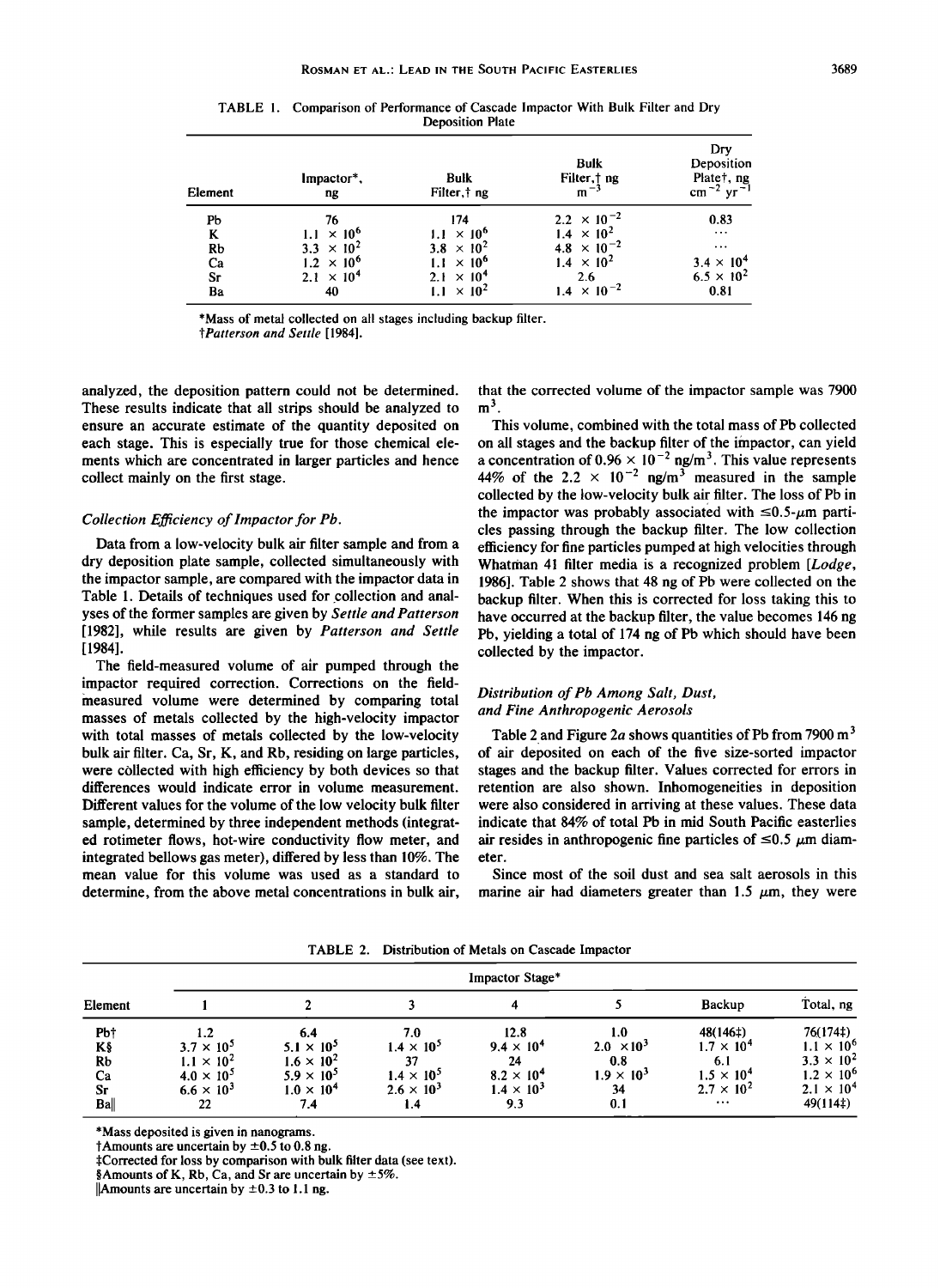TABLE 1. Comparison of Performance of Cascade Impactor With Bulk Filter and Dry Deposition Plate

| Element | Impactor*, ng | Bulk Filter,† ng | Bulk Filter,† ng $m^{-3}$ | Dry Deposition Plate†, ng $cm^{-2}$ $yr^{-1}$ |
|---|---|---|---|---|
| Pb | 76 | 174 | $2.2 \times 10^{-2}$ | 0.83 |
| K | $1.1 \times 10^6$ | $1.1 \times 10^6$ | $1.4 \times 10^2$ | ··· |
| Rb | $3.3 \times 10^2$ | $3.8 \times 10^2$ | $4.8 \times 10^{-2}$ | ··· |
| Ca | $1.2 \times 10^6$ | $1.1 \times 10^6$ | $1.4 \times 10^2$ | $3.4 \times 10^4$ |
| Sr | $2.1 \times 10^4$ | $2.1 \times 10^4$ | 2.6 | $6.5 \times 10^2$ |
| Ba | 40 | $1.1 \times 10^2$ | $1.4 \times 10^{-2}$ | 0.81 |

*Mass of metal collected on all stages including backup filter.
†*Patterson and Settle* [1984].

analyzed, the deposition pattern could not be determined. These results indicate that all strips should be analyzed to ensure an accurate estimate of the quantity deposited on each stage. This is especially true for those chemical elements which are concentrated in larger particles and hence collect mainly on the first stage.

### *Collection Efficiency of Impactor for Pb.*

Data from a low-velocity bulk air filter sample and from a dry deposition plate sample, collected simultaneously with the impactor sample, are compared with the impactor data in Table 1. Details of techniques used for collection and analyses of the former samples are given by *Settle and Patterson* [1982], while results are given by *Patterson and Settle* [1984].

The field-measured volume of air pumped through the impactor required correction. Corrections on the field-measured volume were determined by comparing total masses of metals collected by the high-velocity impactor with total masses of metals collected by the low-velocity bulk air filter. Ca, Sr, K, and Rb, residing on large particles, were collected with high efficiency by both devices so that differences would indicate error in volume measurement. Different values for the volume of the low velocity bulk filter sample, determined by three independent methods (integrated rotimeter flows, hot-wire conductivity flow meter, and integrated bellows gas meter), differed by less than 10%. The mean value for this volume was used as a standard to determine, from the above metal concentrations in bulk air, that the corrected volume of the impactor sample was 7900 $m^3$.

This volume, combined with the total mass of Pb collected on all stages and the backup filter of the impactor, can yield a concentration of $0.96 \times 10^{-2}$ ng/$m^3$. This value represents 44% of the $2.2 \times 10^{-2}$ ng/$m^3$ measured in the sample collected by the low-velocity bulk air filter. The loss of Pb in the impactor was probably associated with ≤0.5-μm particles passing through the backup filter. The low collection efficiency for fine particles pumped at high velocities through Whatman 41 filter media is a recognized problem [*Lodge*, 1986]. Table 2 shows that 48 ng of Pb were collected on the backup filter. When this is corrected for loss taking this to have occurred at the backup filter, the value becomes 146 ng Pb, yielding a total of 174 ng of Pb which should have been collected by the impactor.

### *Distribution of Pb Among Salt, Dust, and Fine Anthropogenic Aerosols*

Table 2 and Figure 2*a* shows quantities of Pb from 7900 $m^3$ of air deposited on each of the five size-sorted impactor stages and the backup filter. Values corrected for errors in retention are also shown. Inhomogeneities in deposition were also considered in arriving at these values. These data indicate that 84% of total Pb in mid South Pacific easterlies air resides in anthropogenic fine particles of ≤0.5 μm diameter.

Since most of the soil dust and sea salt aerosols in this marine air had diameters greater than 1.5 μm, they were

TABLE 2. Distribution of Metals on Cascade Impactor

| Element | Impactor Stage* | | | | | | |
|---|---|---|---|---|---|---|---|
| | 1 | 2 | 3 | 4 | 5 | Backup | Total, ng |
| Pb† | 1.2 | 6.4 | 7.0 | 12.8 | 1.0 | 48(146‡) | 76(174‡) |
| K§ | $3.7 \times 10^5$ | $5.1 \times 10^5$ | $1.4 \times 10^5$ | $9.4 \times 10^4$ | $2.0 \times 10^3$ | $1.7 \times 10^4$ | $1.1 \times 10^6$ |
| Rb | $1.1 \times 10^2$ | $1.6 \times 10^2$ | 37 | 24 | 0.8 | 6.1 | $3.3 \times 10^2$ |
| Ca | $4.0 \times 10^5$ | $5.9 \times 10^5$ | $1.4 \times 10^5$ | $8.2 \times 10^4$ | $1.9 \times 10^3$ | $1.5 \times 10^4$ | $1.2 \times 10^6$ |
| Sr | $6.6 \times 10^3$ | $1.0 \times 10^4$ | $2.6 \times 10^3$ | $1.4 \times 10^3$ | 34 | $2.7 \times 10^2$ | $2.1 \times 10^4$ |
| Ba‖ | 22 | 7.4 | 1.4 | 9.3 | 0.1 | ··· | 49(114‡) |

*Mass deposited is given in nanograms.
†Amounts are uncertain by ±0.5 to 0.8 ng.
‡Corrected for loss by comparison with bulk filter data (see text).
§Amounts of K, Rb, Ca, and Sr are uncertain by ±5%.
‖Amounts are uncertain by ±0.3 to 1.1 ng.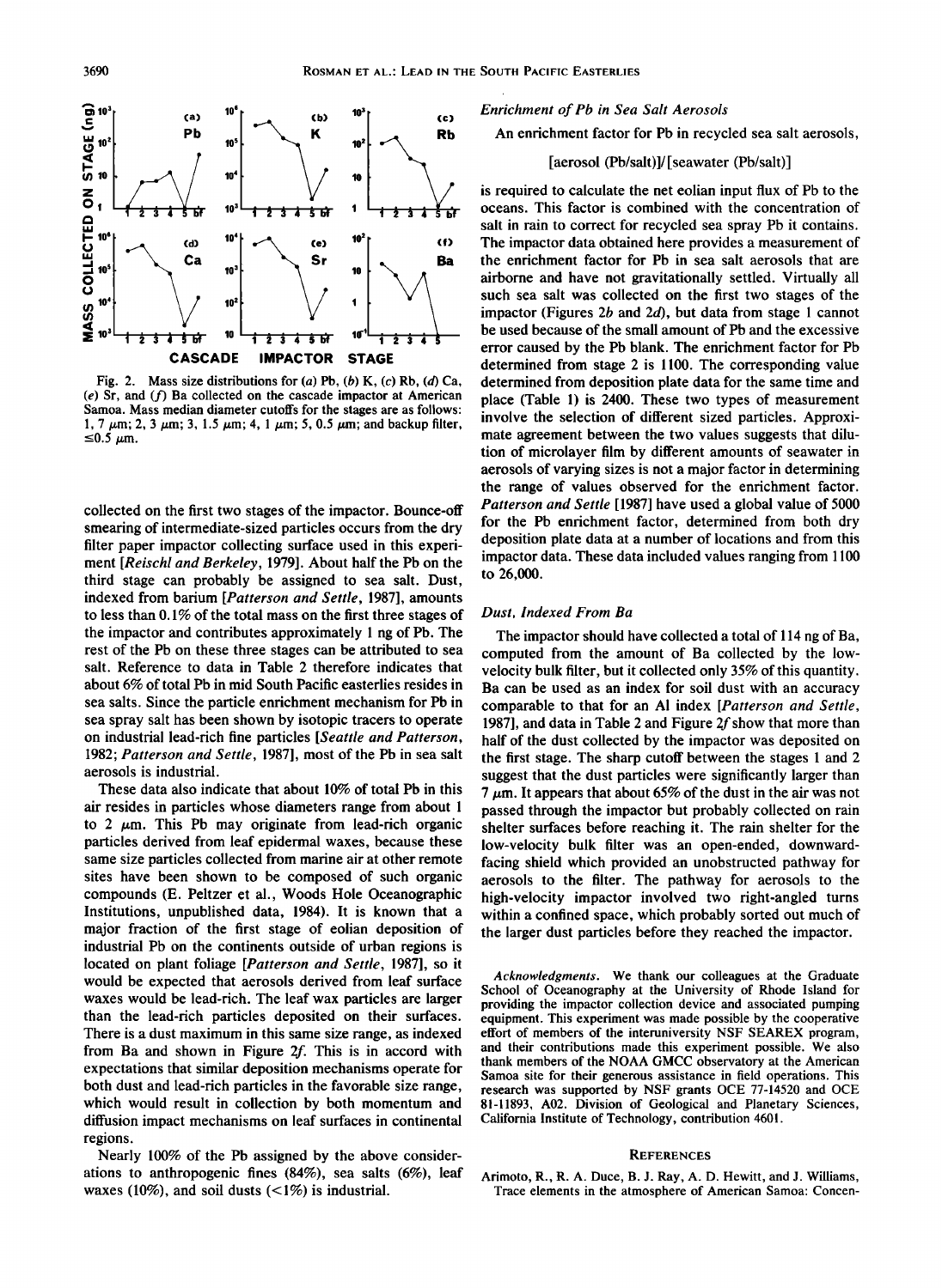Fig. 2. Mass size distributions for (*a*) Pb, (*b*) K, (*c*) Rb, (*d*) Ca, (*e*) Sr, and (*f*) Ba collected on the cascade impactor at American Samoa. Mass median diameter cutoffs for the stages are as follows: 1, 7 μm; 2, 3 μm; 3, 1.5 μm; 4, 1 μm; 5, 0.5 μm; and backup filter, ≤0.5 μm.

collected on the first two stages of the impactor. Bounce-off smearing of intermediate-sized particles occurs from the dry filter paper impactor collecting surface used in this experiment [*Reischl and Berkeley*, 1979]. About half the Pb on the third stage can probably be assigned to sea salt. Dust, indexed from barium [*Patterson and Settle*, 1987], amounts to less than 0.1% of the total mass on the first three stages of the impactor and contributes approximately 1 ng of Pb. The rest of the Pb on these three stages can be attributed to sea salt. Reference to data in Table 2 therefore indicates that about 6% of total Pb in mid South Pacific easterlies resides in sea salts. Since the particle enrichment mechanism for Pb in sea spray salt has been shown by isotopic tracers to operate on industrial lead-rich fine particles [*Seattle and Patterson*, 1982; *Patterson and Settle*, 1987], most of the Pb in sea salt aerosols is industrial.

These data also indicate that about 10% of total Pb in this air resides in particles whose diameters range from about 1 to 2 μm. This Pb may originate from lead-rich organic particles derived from leaf epidermal waxes, because these same size particles collected from marine air at other remote sites have been shown to be composed of such organic compounds (E. Peltzer et al., Woods Hole Oceanographic Institutions, unpublished data, 1984). It is known that a major fraction of the first stage of eolian deposition of industrial Pb on the continents outside of urban regions is located on plant foliage [*Patterson and Settle*, 1987], so it would be expected that aerosols derived from leaf surface waxes would be lead-rich. The leaf wax particles are larger than the lead-rich particles deposited on their surfaces. There is a dust maximum in this same size range, as indexed from Ba and shown in Figure 2*f*. This is in accord with expectations that similar deposition mechanisms operate for both dust and lead-rich particles in the favorable size range, which would result in collection by both momentum and diffusion impact mechanisms on leaf surfaces in continental regions.

Nearly 100% of the Pb assigned by the above considerations to anthropogenic fines (84%), sea salts (6%), leaf waxes (10%), and soil dusts (<1%) is industrial.

### *Enrichment of Pb in Sea Salt Aerosols*

An enrichment factor for Pb in recycled sea salt aerosols,

$$[\text{aerosol (Pb/salt)}]/[\text{seawater (Pb/salt)}]$$

is required to calculate the net eolian input flux of Pb to the oceans. This factor is combined with the concentration of salt in rain to correct for recycled sea spray Pb it contains. The impactor data obtained here provides a measurement of the enrichment factor for Pb in sea salt aerosols that are airborne and have not gravitationally settled. Virtually all such sea salt was collected on the first two stages of the impactor (Figures 2*b* and 2*d*), but data from stage 1 cannot be used because of the small amount of Pb and the excessive error caused by the Pb blank. The enrichment factor for Pb determined from stage 2 is 1100. The corresponding value determined from deposition plate data for the same time and place (Table 1) is 2400. These two types of measurement involve the selection of different sized particles. Approximate agreement between the two values suggests that dilution of microlayer film by different amounts of seawater in aerosols of varying sizes is not a major factor in determining the range of values observed for the enrichment factor. *Patterson and Settle* [1987] have used a global value of 5000 for the Pb enrichment factor, determined from both dry deposition plate data at a number of locations and from this impactor data. These data included values ranging from 1100 to 26,000.

### *Dust, Indexed From Ba*

The impactor should have collected a total of 114 ng of Ba, computed from the amount of Ba collected by the low-velocity bulk filter, but it collected only 35% of this quantity. Ba can be used as an index for soil dust with an accuracy comparable to that for an Al index [*Patterson and Settle*, 1987], and data in Table 2 and Figure 2*f* show that more than half of the dust collected by the impactor was deposited on the first stage. The sharp cutoff between the stages 1 and 2 suggest that the dust particles were significantly larger than 7 μm. It appears that about 65% of the dust in the air was not passed through the impactor but probably collected on rain shelter surfaces before reaching it. The rain shelter for the low-velocity bulk filter was an open-ended, downward-facing shield which provided an unobstructed pathway for aerosols to the filter. The pathway for aerosols to the high-velocity impactor involved two right-angled turns within a confined space, which probably sorted out much of the larger dust particles before they reached the impactor.

*Acknowledgments.* We thank our colleagues at the Graduate School of Oceanography at the University of Rhode Island for providing the impactor collection device and associated pumping equipment. This experiment was made possible by the cooperative effort of members of the interuniversity NSF SEAREX program, and their contributions made this experiment possible. We also thank members of the NOAA GMCC observatory at the American Samoa site for their generous assistance in field operations. This research was supported by NSF grants OCE 77-14520 and OCE 81-11893, A02. Division of Geological and Planetary Sciences, California Institute of Technology, contribution 4601.

## References

Arimoto, R., R. A. Duce, B. J. Ray, A. D. Hewitt, and J. Williams, Trace elements in the atmosphere of American Samoa: Concen-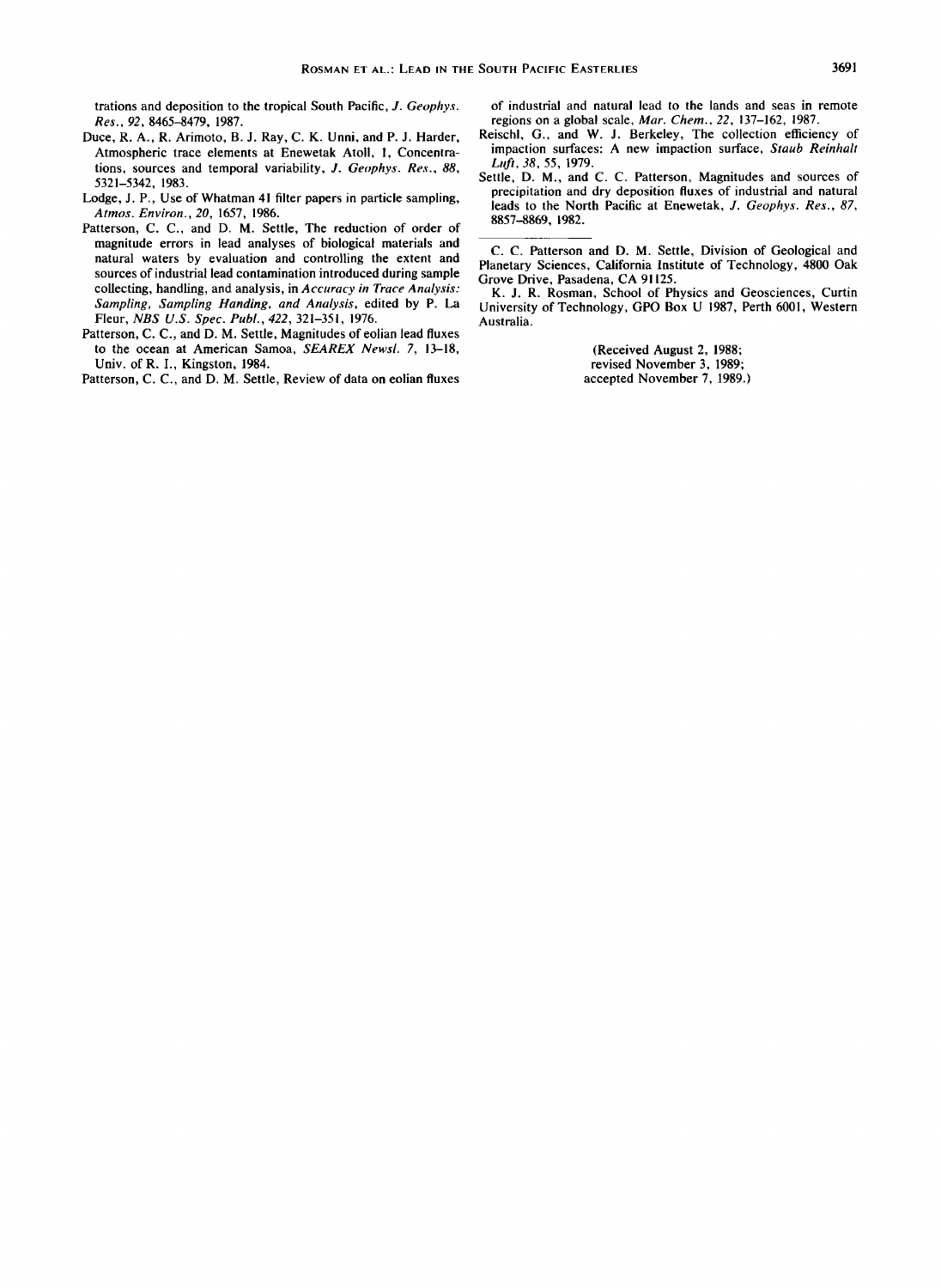trations and deposition to the tropical South Pacific, *J. Geophys. Res.*, *92*, 8465–8479, 1987.

Duce, R. A., R. Arimoto, B. J. Ray, C. K. Unni, and P. J. Harder, Atmospheric trace elements at Enewetak Atoll, 1, Concentrations, sources and temporal variability, *J. Geophys. Res.*, *88*, 5321–5342, 1983.

Lodge, J. P., Use of Whatman 41 filter papers in particle sampling, *Atmos. Environ.*, *20*, 1657, 1986.

Patterson, C. C., and D. M. Settle, The reduction of order of magnitude errors in lead analyses of biological materials and natural waters by evaluation and controlling the extent and sources of industrial lead contamination introduced during sample collecting, handling, and analysis, in *Accuracy in Trace Analysis: Sampling, Sampling Handing, and Analysis*, edited by P. La Fleur, *NBS U.S. Spec. Publ.*, *422*, 321–351, 1976.

Patterson, C. C., and D. M. Settle, Magnitudes of eolian lead fluxes to the ocean at American Samoa, *SEAREX Newsl. 7*, 13–18, Univ. of R. I., Kingston, 1984.

Patterson, C. C., and D. M. Settle, Review of data on eolian fluxes of industrial and natural lead to the lands and seas in remote regions on a global scale, *Mar. Chem.*, *22*, 137–162, 1987.

Reischl, G., and W. J. Berkeley, The collection efficiency of impaction surfaces: A new impaction surface, *Staub Reinhalt Luft*, *38*, 55, 1979.

Settle, D. M., and C. C. Patterson, Magnitudes and sources of precipitation and dry deposition fluxes of industrial and natural leads to the North Pacific at Enewetak, *J. Geophys. Res.*, *87*, 8857–8869, 1982.

---

C. C. Patterson and D. M. Settle, Division of Geological and Planetary Sciences, California Institute of Technology, 4800 Oak Grove Drive, Pasadena, CA 91125.

K. J. R. Rosman, School of Physics and Geosciences, Curtin University of Technology, GPO Box U 1987, Perth 6001, Western Australia.

(Received August 2, 1988;
revised November 3, 1989;
accepted November 7, 1989.)